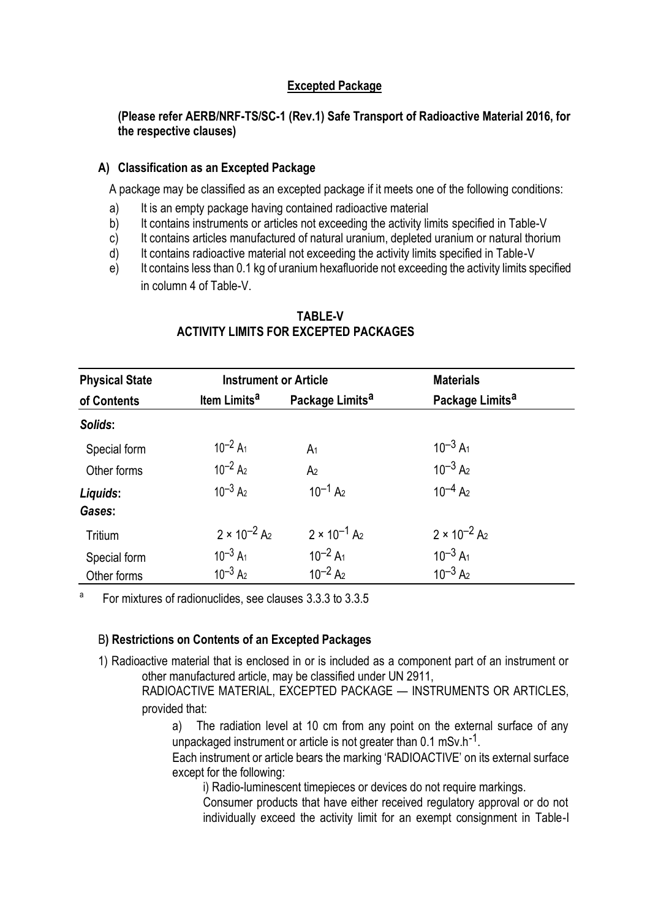## Excepted Package

**(Please refer AERB/NRF-TS/SC-1 (Rev.1) Safe Transport of Radioactive Material 2016, for the respective clauses)**

### A) Classification as an Excepted Package

A package may be classified as an excepted package if it meets one of the following conditions:

a) It is an empty package having contained radioactive material
b) It contains instruments or articles not exceeding the activity limits specified in Table-V
c) It contains articles manufactured of natural uranium, depleted uranium or natural thorium
d) It contains radioactive material not exceeding the activity limits specified in Table-V
e) It contains less than 0.1 kg of uranium hexafluoride not exceeding the activity limits specified in column 4 of Table-V.

**TABLE-V**
**ACTIVITY LIMITS FOR EXCEPTED PACKAGES**

| Physical State of Contents | Instrument or Article | | Materials |
|---|---|---|---|
| | Item Limits[a] | Package Limits[a] | Package Limits[a] |
| ***Solids*:** | | | |
| Special form | $10^{-2}$ $A_1$ | $A_1$ | $10^{-3}$ $A_1$ |
| Other forms | $10^{-2}$ $A_2$ | $A_2$ | $10^{-3}$ $A_2$ |
| ***Liquids*:** | $10^{-3}$ $A_2$ | $10^{-1}$ $A_2$ | $10^{-4}$ $A_2$ |
| ***Gases*:** | | | |
| Tritium | $2 \times 10^{-2}$ $A_2$ | $2 \times 10^{-1}$ $A_2$ | $2 \times 10^{-2}$ $A_2$ |
| Special form | $10^{-3}$ $A_1$ | $10^{-2}$ $A_1$ | $10^{-3}$ $A_1$ |
| Other forms | $10^{-3}$ $A_2$ | $10^{-2}$ $A_2$ | $10^{-3}$ $A_2$ |

[a] For mixtures of radionuclides, see clauses 3.3.3 to 3.3.5

### B) Restrictions on Contents of an Excepted Packages

1) Radioactive material that is enclosed in or is included as a component part of an instrument or other manufactured article, may be classified under UN 2911, RADIOACTIVE MATERIAL, EXCEPTED PACKAGE — INSTRUMENTS OR ARTICLES, provided that:

a) The radiation level at 10 cm from any point on the external surface of any unpackaged instrument or article is not greater than 0.1 mSv.h$^{-1}$.

Each instrument or article bears the marking 'RADIOACTIVE' on its external surface except for the following:

i) Radio-luminescent timepieces or devices do not require markings.

Consumer products that have either received regulatory approval or do not individually exceed the activity limit for an exempt consignment in Table-I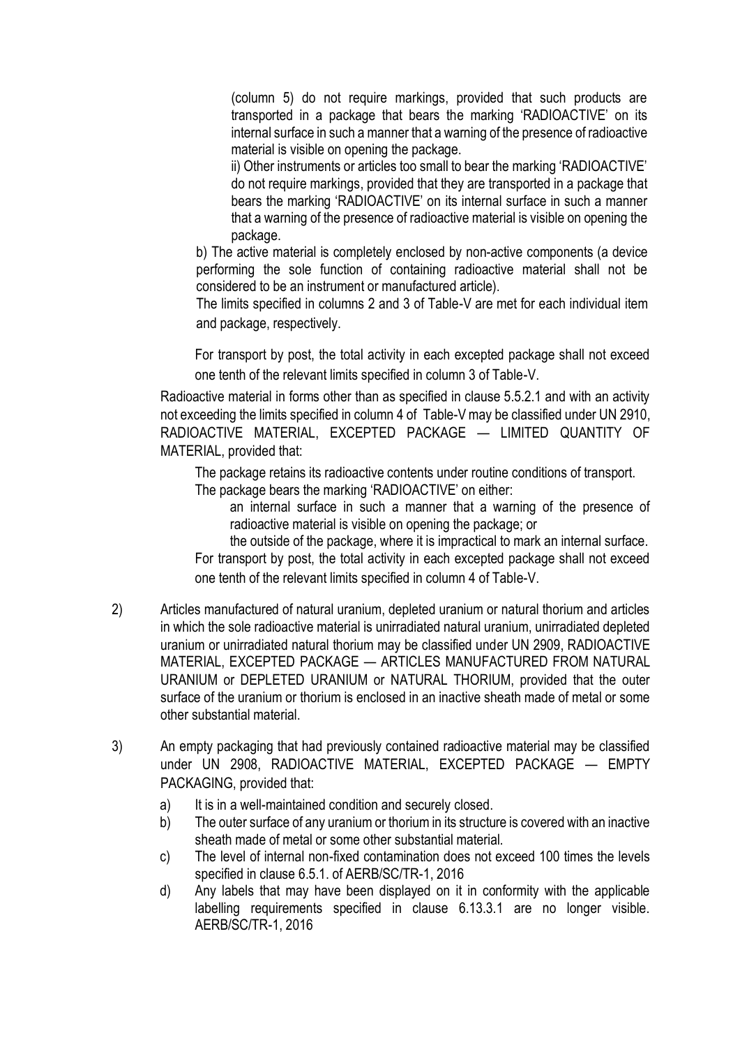(column 5) do not require markings, provided that such products are transported in a package that bears the marking 'RADIOACTIVE' on its internal surface in such a manner that a warning of the presence of radioactive material is visible on opening the package.

ii) Other instruments or articles too small to bear the marking 'RADIOACTIVE' do not require markings, provided that they are transported in a package that bears the marking 'RADIOACTIVE' on its internal surface in such a manner that a warning of the presence of radioactive material is visible on opening the package.

b) The active material is completely enclosed by non-active components (a device performing the sole function of containing radioactive material shall not be considered to be an instrument or manufactured article).

The limits specified in columns 2 and 3 of Table-V are met for each individual item and package, respectively.

For transport by post, the total activity in each excepted package shall not exceed one tenth of the relevant limits specified in column 3 of Table-V.

Radioactive material in forms other than as specified in clause 5.5.2.1 and with an activity not exceeding the limits specified in column 4 of Table-V may be classified under UN 2910, RADIOACTIVE MATERIAL, EXCEPTED PACKAGE — LIMITED QUANTITY OF MATERIAL, provided that:

The package retains its radioactive contents under routine conditions of transport.

The package bears the marking 'RADIOACTIVE' on either:

an internal surface in such a manner that a warning of the presence of radioactive material is visible on opening the package; or

the outside of the package, where it is impractical to mark an internal surface.

For transport by post, the total activity in each excepted package shall not exceed one tenth of the relevant limits specified in column 4 of Table-V.

2) Articles manufactured of natural uranium, depleted uranium or natural thorium and articles in which the sole radioactive material is unirradiated natural uranium, unirradiated depleted uranium or unirradiated natural thorium may be classified under UN 2909, RADIOACTIVE MATERIAL, EXCEPTED PACKAGE — ARTICLES MANUFACTURED FROM NATURAL URANIUM or DEPLETED URANIUM or NATURAL THORIUM, provided that the outer surface of the uranium or thorium is enclosed in an inactive sheath made of metal or some other substantial material.

3) An empty packaging that had previously contained radioactive material may be classified under UN 2908, RADIOACTIVE MATERIAL, EXCEPTED PACKAGE — EMPTY PACKAGING, provided that:

   a) It is in a well-maintained condition and securely closed.
   b) The outer surface of any uranium or thorium in its structure is covered with an inactive sheath made of metal or some other substantial material.
   c) The level of internal non-fixed contamination does not exceed 100 times the levels specified in clause 6.5.1. of AERB/SC/TR-1, 2016
   d) Any labels that may have been displayed on it in conformity with the applicable labelling requirements specified in clause 6.13.3.1 are no longer visible. AERB/SC/TR-1, 2016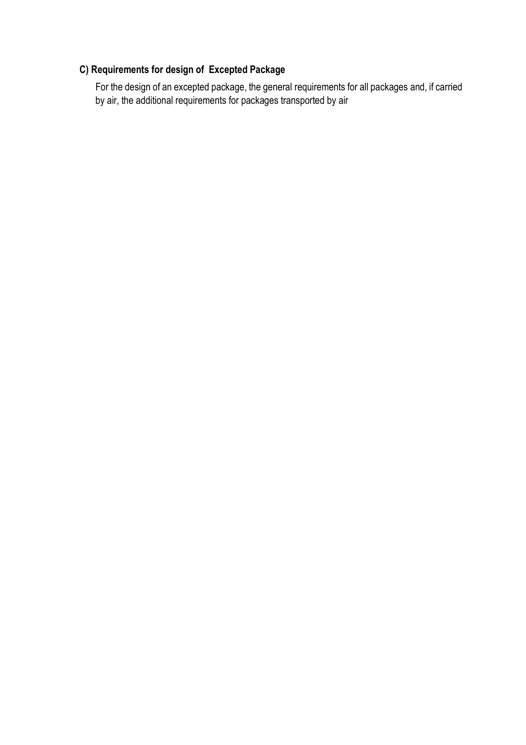### C) Requirements for design of Excepted Package

For the design of an excepted package, the general requirements for all packages and, if carried by air, the additional requirements for packages transported by air